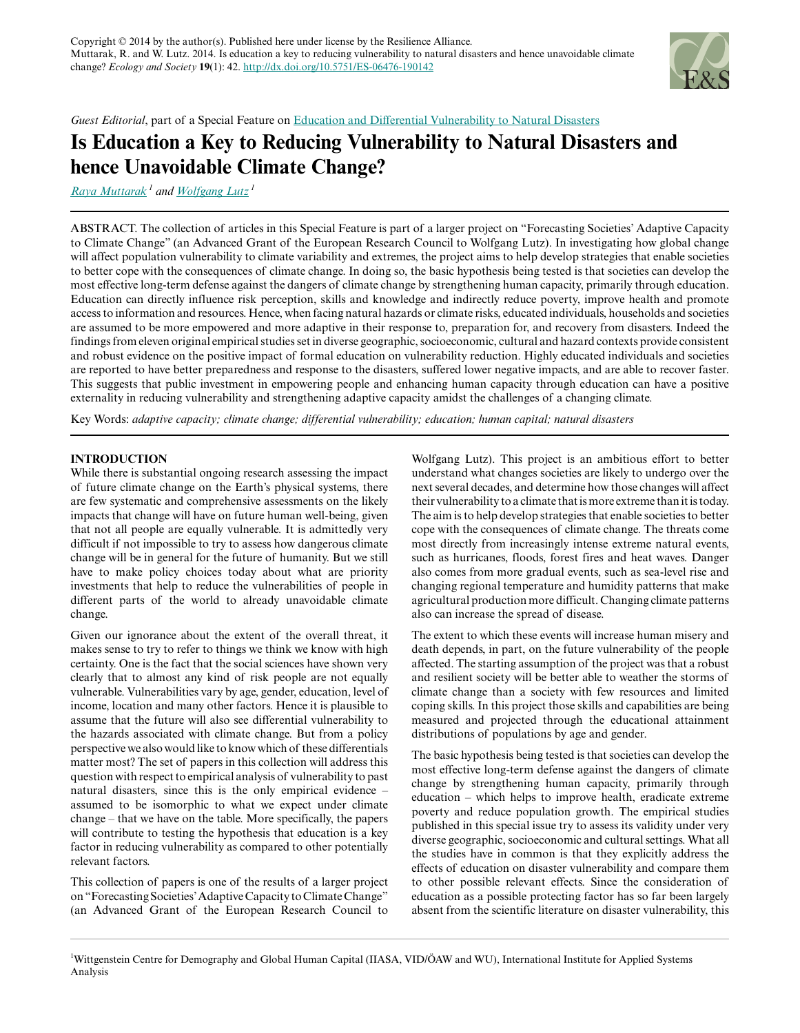Copyright © 2014 by the author(s). Published here under license by the Resilience Alliance.
Muttarak, R. and W. Lutz. 2014. Is education a key to reducing vulnerability to natural disasters and hence unavoidable climate change? *Ecology and Society* **19**(1): 42. http://dx.doi.org/10.5751/ES-06476-190142

*Guest Editorial*, part of a Special Feature on Education and Differential Vulnerability to Natural Disasters

# Is Education a Key to Reducing Vulnerability to Natural Disasters and hence Unavoidable Climate Change?

*Raya Muttarak*[1] and *Wolfgang Lutz*[1]

ABSTRACT. The collection of articles in this Special Feature is part of a larger project on "Forecasting Societies' Adaptive Capacity to Climate Change" (an Advanced Grant of the European Research Council to Wolfgang Lutz). In investigating how global change will affect population vulnerability to climate variability and extremes, the project aims to help develop strategies that enable societies to better cope with the consequences of climate change. In doing so, the basic hypothesis being tested is that societies can develop the most effective long-term defense against the dangers of climate change by strengthening human capacity, primarily through education. Education can directly influence risk perception, skills and knowledge and indirectly reduce poverty, improve health and promote access to information and resources. Hence, when facing natural hazards or climate risks, educated individuals, households and societies are assumed to be more empowered and more adaptive in their response to, preparation for, and recovery from disasters. Indeed the findings from eleven original empirical studies set in diverse geographic, socioeconomic, cultural and hazard contexts provide consistent and robust evidence on the positive impact of formal education on vulnerability reduction. Highly educated individuals and societies are reported to have better preparedness and response to the disasters, suffered lower negative impacts, and are able to recover faster. This suggests that public investment in empowering people and enhancing human capacity through education can have a positive externality in reducing vulnerability and strengthening adaptive capacity amidst the challenges of a changing climate.

Key Words: *adaptive capacity; climate change; differential vulnerability; education; human capital; natural disasters*

## INTRODUCTION

While there is substantial ongoing research assessing the impact of future climate change on the Earth's physical systems, there are few systematic and comprehensive assessments on the likely impacts that change will have on future human well-being, given that not all people are equally vulnerable. It is admittedly very difficult if not impossible to try to assess how dangerous climate change will be in general for the future of humanity. But we still have to make policy choices today about what are priority investments that help to reduce the vulnerabilities of people in different parts of the world to already unavoidable climate change.

Given our ignorance about the extent of the overall threat, it makes sense to try to refer to things we think we know with high certainty. One is the fact that the social sciences have shown very clearly that to almost any kind of risk people are not equally vulnerable. Vulnerabilities vary by age, gender, education, level of income, location and many other factors. Hence it is plausible to assume that the future will also see differential vulnerability to the hazards associated with climate change. But from a policy perspective we also would like to know which of these differentials matter most? The set of papers in this collection will address this question with respect to empirical analysis of vulnerability to past natural disasters, since this is the only empirical evidence – assumed to be isomorphic to what we expect under climate change – that we have on the table. More specifically, the papers will contribute to testing the hypothesis that education is a key factor in reducing vulnerability as compared to other potentially relevant factors.

This collection of papers is one of the results of a larger project on "Forecasting Societies' Adaptive Capacity to Climate Change" (an Advanced Grant of the European Research Council to Wolfgang Lutz). This project is an ambitious effort to better understand what changes societies are likely to undergo over the next several decades, and determine how those changes will affect their vulnerability to a climate that is more extreme than it is today. The aim is to help develop strategies that enable societies to better cope with the consequences of climate change. The threats come most directly from increasingly intense extreme natural events, such as hurricanes, floods, forest fires and heat waves. Danger also comes from more gradual events, such as sea-level rise and changing regional temperature and humidity patterns that make agricultural production more difficult. Changing climate patterns also can increase the spread of disease.

The extent to which these events will increase human misery and death depends, in part, on the future vulnerability of the people affected. The starting assumption of the project was that a robust and resilient society will be better able to weather the storms of climate change than a society with few resources and limited coping skills. In this project those skills and capabilities are being measured and projected through the educational attainment distributions of populations by age and gender.

The basic hypothesis being tested is that societies can develop the most effective long-term defense against the dangers of climate change by strengthening human capacity, primarily through education – which helps to improve health, eradicate extreme poverty and reduce population growth. The empirical studies published in this special issue try to assess its validity under very diverse geographic, socioeconomic and cultural settings. What all the studies have in common is that they explicitly address the effects of education on disaster vulnerability and compare them to other possible relevant effects. Since the consideration of education as a possible protecting factor has so far been largely absent from the scientific literature on disaster vulnerability, this

[1] Wittgenstein Centre for Demography and Global Human Capital (IIASA, VID/ÖAW and WU), International Institute for Applied Systems Analysis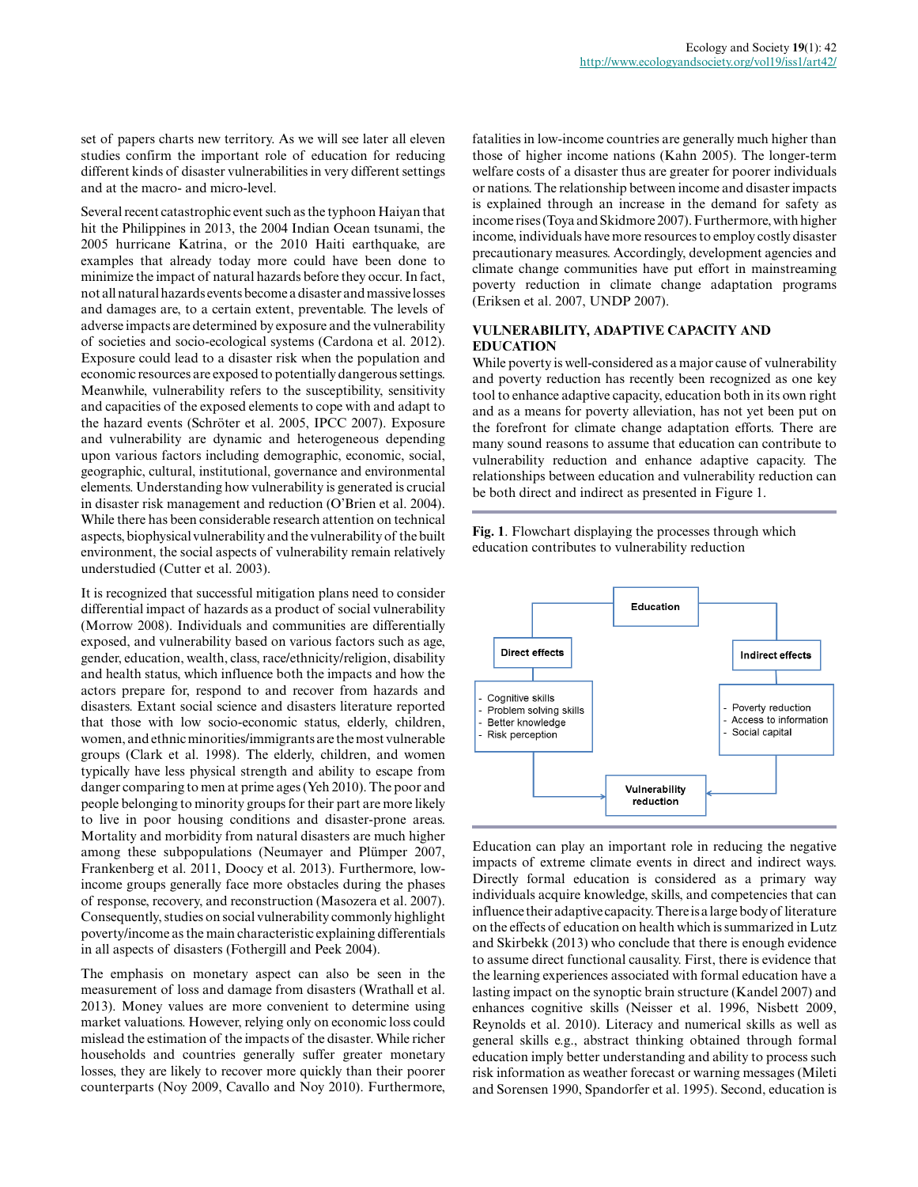set of papers charts new territory. As we will see later all eleven studies confirm the important role of education for reducing different kinds of disaster vulnerabilities in very different settings and at the macro- and micro-level.

Several recent catastrophic event such as the typhoon Haiyan that hit the Philippines in 2013, the 2004 Indian Ocean tsunami, the 2005 hurricane Katrina, or the 2010 Haiti earthquake, are examples that already today more could have been done to minimize the impact of natural hazards before they occur. In fact, not all natural hazards events become a disaster and massive losses and damages are, to a certain extent, preventable. The levels of adverse impacts are determined by exposure and the vulnerability of societies and socio-ecological systems (Cardona et al. 2012). Exposure could lead to a disaster risk when the population and economic resources are exposed to potentially dangerous settings. Meanwhile, vulnerability refers to the susceptibility, sensitivity and capacities of the exposed elements to cope with and adapt to the hazard events (Schröter et al. 2005, IPCC 2007). Exposure and vulnerability are dynamic and heterogeneous depending upon various factors including demographic, economic, social, geographic, cultural, institutional, governance and environmental elements. Understanding how vulnerability is generated is crucial in disaster risk management and reduction (O'Brien et al. 2004). While there has been considerable research attention on technical aspects, biophysical vulnerability and the vulnerability of the built environment, the social aspects of vulnerability remain relatively understudied (Cutter et al. 2003).

It is recognized that successful mitigation plans need to consider differential impact of hazards as a product of social vulnerability (Morrow 2008). Individuals and communities are differentially exposed, and vulnerability based on various factors such as age, gender, education, wealth, class, race/ethnicity/religion, disability and health status, which influence both the impacts and how the actors prepare for, respond to and recover from hazards and disasters. Extant social science and disasters literature reported that those with low socio-economic status, elderly, children, women, and ethnic minorities/immigrants are the most vulnerable groups (Clark et al. 1998). The elderly, children, and women typically have less physical strength and ability to escape from danger comparing to men at prime ages (Yeh 2010). The poor and people belonging to minority groups for their part are more likely to live in poor housing conditions and disaster-prone areas. Mortality and morbidity from natural disasters are much higher among these subpopulations (Neumayer and Plümper 2007, Frankenberg et al. 2011, Doocy et al. 2013). Furthermore, low-income groups generally face more obstacles during the phases of response, recovery, and reconstruction (Masozera et al. 2007). Consequently, studies on social vulnerability commonly highlight poverty/income as the main characteristic explaining differentials in all aspects of disasters (Fothergill and Peek 2004).

The emphasis on monetary aspect can also be seen in the measurement of loss and damage from disasters (Wrathall et al. 2013). Money values are more convenient to determine using market valuations. However, relying only on economic loss could mislead the estimation of the impacts of the disaster. While richer households and countries generally suffer greater monetary losses, they are likely to recover more quickly than their poorer counterparts (Noy 2009, Cavallo and Noy 2010). Furthermore, fatalities in low-income countries are generally much higher than those of higher income nations (Kahn 2005). The longer-term welfare costs of a disaster thus are greater for poorer individuals or nations. The relationship between income and disaster impacts is explained through an increase in the demand for safety as income rises (Toya and Skidmore 2007). Furthermore, with higher income, individuals have more resources to employ costly disaster precautionary measures. Accordingly, development agencies and climate change communities have put effort in mainstreaming poverty reduction in climate change adaptation programs (Eriksen et al. 2007, UNDP 2007).

## VULNERABILITY, ADAPTIVE CAPACITY AND EDUCATION

While poverty is well-considered as a major cause of vulnerability and poverty reduction has recently been recognized as one key tool to enhance adaptive capacity, education both in its own right and as a means for poverty alleviation, has not yet been put on the forefront for climate change adaptation efforts. There are many sound reasons to assume that education can contribute to vulnerability reduction and enhance adaptive capacity. The relationships between education and vulnerability reduction can be both direct and indirect as presented in Figure 1.

**Fig. 1**. Flowchart displaying the processes through which education contributes to vulnerability reduction

Education

Direct effects
- Cognitive skills
- Problem solving skills
- Better knowledge
- Risk perception

Indirect effects
- Poverty reduction
- Access to information
- Social capital

Vulnerability reduction

Education can play an important role in reducing the negative impacts of extreme climate events in direct and indirect ways. Directly formal education is considered as a primary way individuals acquire knowledge, skills, and competencies that can influence their adaptive capacity. There is a large body of literature on the effects of education on health which is summarized in Lutz and Skirbekk (2013) who conclude that there is enough evidence to assume direct functional causality. First, there is evidence that the learning experiences associated with formal education have a lasting impact on the synoptic brain structure (Kandel 2007) and enhances cognitive skills (Neisser et al. 1996, Nisbett 2009, Reynolds et al. 2010). Literacy and numerical skills as well as general skills e.g., abstract thinking obtained through formal education imply better understanding and ability to process such risk information as weather forecast or warning messages (Mileti and Sorensen 1990, Spandorfer et al. 1995). Second, education is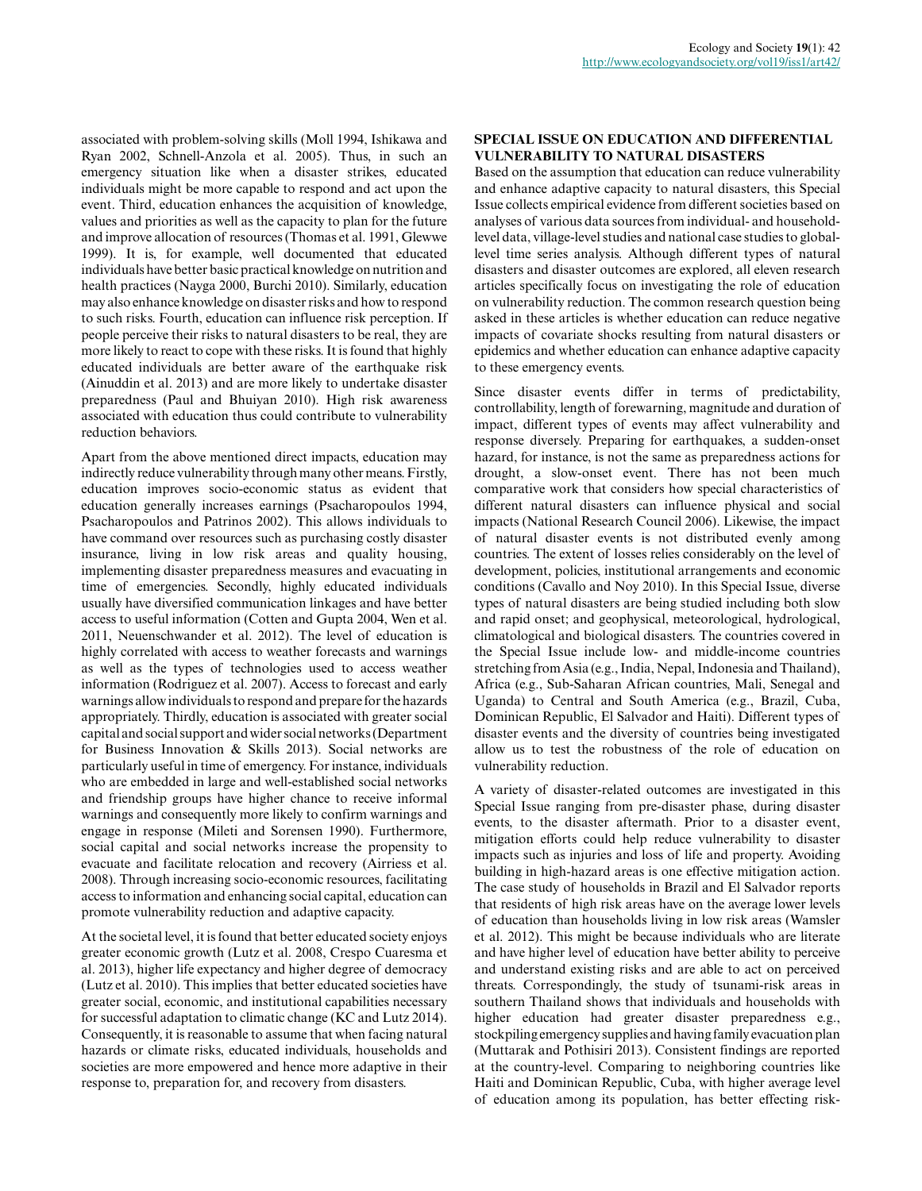associated with problem-solving skills (Moll 1994, Ishikawa and Ryan 2002, Schnell-Anzola et al. 2005). Thus, in such an emergency situation like when a disaster strikes, educated individuals might be more capable to respond and act upon the event. Third, education enhances the acquisition of knowledge, values and priorities as well as the capacity to plan for the future and improve allocation of resources (Thomas et al. 1991, Glewwe 1999). It is, for example, well documented that educated individuals have better basic practical knowledge on nutrition and health practices (Nayga 2000, Burchi 2010). Similarly, education may also enhance knowledge on disaster risks and how to respond to such risks. Fourth, education can influence risk perception. If people perceive their risks to natural disasters to be real, they are more likely to react to cope with these risks. It is found that highly educated individuals are better aware of the earthquake risk (Ainuddin et al. 2013) and are more likely to undertake disaster preparedness (Paul and Bhuiyan 2010). High risk awareness associated with education thus could contribute to vulnerability reduction behaviors.

Apart from the above mentioned direct impacts, education may indirectly reduce vulnerability through many other means. Firstly, education improves socio-economic status as evident that education generally increases earnings (Psacharopoulos 1994, Psacharopoulos and Patrinos 2002). This allows individuals to have command over resources such as purchasing costly disaster insurance, living in low risk areas and quality housing, implementing disaster preparedness measures and evacuating in time of emergencies. Secondly, highly educated individuals usually have diversified communication linkages and have better access to useful information (Cotten and Gupta 2004, Wen et al. 2011, Neuenschwander et al. 2012). The level of education is highly correlated with access to weather forecasts and warnings as well as the types of technologies used to access weather information (Rodriguez et al. 2007). Access to forecast and early warnings allow individuals to respond and prepare for the hazards appropriately. Thirdly, education is associated with greater social capital and social support and wider social networks (Department for Business Innovation & Skills 2013). Social networks are particularly useful in time of emergency. For instance, individuals who are embedded in large and well-established social networks and friendship groups have higher chance to receive informal warnings and consequently more likely to confirm warnings and engage in response (Mileti and Sorensen 1990). Furthermore, social capital and social networks increase the propensity to evacuate and facilitate relocation and recovery (Airriess et al. 2008). Through increasing socio-economic resources, facilitating access to information and enhancing social capital, education can promote vulnerability reduction and adaptive capacity.

At the societal level, it is found that better educated society enjoys greater economic growth (Lutz et al. 2008, Crespo Cuaresma et al. 2013), higher life expectancy and higher degree of democracy (Lutz et al. 2010). This implies that better educated societies have greater social, economic, and institutional capabilities necessary for successful adaptation to climatic change (KC and Lutz 2014). Consequently, it is reasonable to assume that when facing natural hazards or climate risks, educated individuals, households and societies are more empowered and hence more adaptive in their response to, preparation for, and recovery from disasters.

## SPECIAL ISSUE ON EDUCATION AND DIFFERENTIAL VULNERABILITY TO NATURAL DISASTERS

Based on the assumption that education can reduce vulnerability and enhance adaptive capacity to natural disasters, this Special Issue collects empirical evidence from different societies based on analyses of various data sources from individual- and household-level data, village-level studies and national case studies to global-level time series analysis. Although different types of natural disasters and disaster outcomes are explored, all eleven research articles specifically focus on investigating the role of education on vulnerability reduction. The common research question being asked in these articles is whether education can reduce negative impacts of covariate shocks resulting from natural disasters or epidemics and whether education can enhance adaptive capacity to these emergency events.

Since disaster events differ in terms of predictability, controllability, length of forewarning, magnitude and duration of impact, different types of events may affect vulnerability and response diversely. Preparing for earthquakes, a sudden-onset hazard, for instance, is not the same as preparedness actions for drought, a slow-onset event. There has not been much comparative work that considers how special characteristics of different natural disasters can influence physical and social impacts (National Research Council 2006). Likewise, the impact of natural disaster events is not distributed evenly among countries. The extent of losses relies considerably on the level of development, policies, institutional arrangements and economic conditions (Cavallo and Noy 2010). In this Special Issue, diverse types of natural disasters are being studied including both slow and rapid onset; and geophysical, meteorological, hydrological, climatological and biological disasters. The countries covered in the Special Issue include low- and middle-income countries stretching from Asia (e.g., India, Nepal, Indonesia and Thailand), Africa (e.g., Sub-Saharan African countries, Mali, Senegal and Uganda) to Central and South America (e.g., Brazil, Cuba, Dominican Republic, El Salvador and Haiti). Different types of disaster events and the diversity of countries being investigated allow us to test the robustness of the role of education on vulnerability reduction.

A variety of disaster-related outcomes are investigated in this Special Issue ranging from pre-disaster phase, during disaster events, to the disaster aftermath. Prior to a disaster event, mitigation efforts could help reduce vulnerability to disaster impacts such as injuries and loss of life and property. Avoiding building in high-hazard areas is one effective mitigation action. The case study of households in Brazil and El Salvador reports that residents of high risk areas have on the average lower levels of education than households living in low risk areas (Wamsler et al. 2012). This might be because individuals who are literate and have higher level of education have better ability to perceive and understand existing risks and are able to act on perceived threats. Correspondingly, the study of tsunami-risk areas in southern Thailand shows that individuals and households with higher education had greater disaster preparedness e.g., stockpiling emergency supplies and having family evacuation plan (Muttarak and Pothisiri 2013). Consistent findings are reported at the country-level. Comparing to neighboring countries like Haiti and Dominican Republic, Cuba, with higher average level of education among its population, has better effecting risk-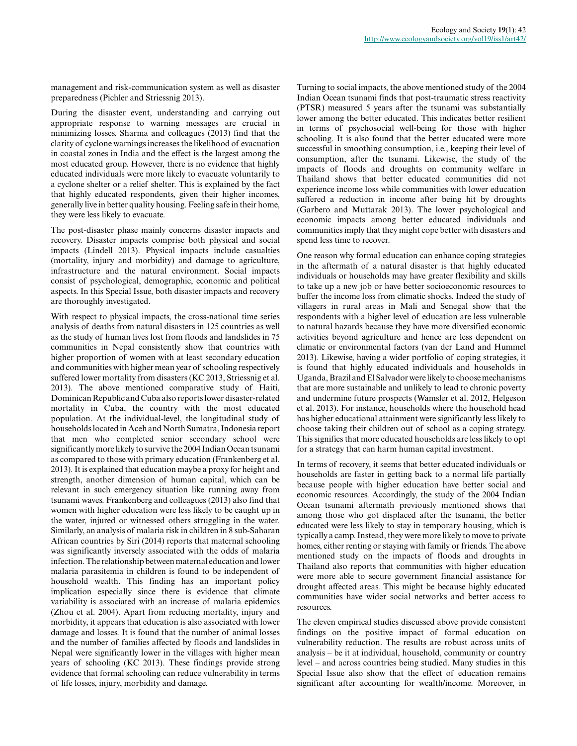management and risk-communication system as well as disaster preparedness (Pichler and Striessnig 2013).

During the disaster event, understanding and carrying out appropriate response to warning messages are crucial in minimizing losses. Sharma and colleagues (2013) find that the clarity of cyclone warnings increases the likelihood of evacuation in coastal zones in India and the effect is the largest among the most educated group. However, there is no evidence that highly educated individuals were more likely to evacuate voluntarily to a cyclone shelter or a relief shelter. This is explained by the fact that highly educated respondents, given their higher incomes, generally live in better quality housing. Feeling safe in their home, they were less likely to evacuate.

The post-disaster phase mainly concerns disaster impacts and recovery. Disaster impacts comprise both physical and social impacts (Lindell 2013). Physical impacts include casualties (mortality, injury and morbidity) and damage to agriculture, infrastructure and the natural environment. Social impacts consist of psychological, demographic, economic and political aspects. In this Special Issue, both disaster impacts and recovery are thoroughly investigated.

With respect to physical impacts, the cross-national time series analysis of deaths from natural disasters in 125 countries as well as the study of human lives lost from floods and landslides in 75 communities in Nepal consistently show that countries with higher proportion of women with at least secondary education and communities with higher mean year of schooling respectively suffered lower mortality from disasters (KC 2013, Striessnig et al. 2013). The above mentioned comparative study of Haiti, Dominican Republic and Cuba also reports lower disaster-related mortality in Cuba, the country with the most educated population. At the individual-level, the longitudinal study of households located in Aceh and North Sumatra, Indonesia report that men who completed senior secondary school were significantly more likely to survive the 2004 Indian Ocean tsunami as compared to those with primary education (Frankenberg et al. 2013). It is explained that education maybe a proxy for height and strength, another dimension of human capital, which can be relevant in such emergency situation like running away from tsunami waves. Frankenberg and colleagues (2013) also find that women with higher education were less likely to be caught up in the water, injured or witnessed others struggling in the water. Similarly, an analysis of malaria risk in children in 8 sub-Saharan African countries by Siri (2014) reports that maternal schooling was significantly inversely associated with the odds of malaria infection. The relationship between maternal education and lower malaria parasitemia in children is found to be independent of household wealth. This finding has an important policy implication especially since there is evidence that climate variability is associated with an increase of malaria epidemics (Zhou et al. 2004). Apart from reducing mortality, injury and morbidity, it appears that education is also associated with lower damage and losses. It is found that the number of animal losses and the number of families affected by floods and landslides in Nepal were significantly lower in the villages with higher mean years of schooling (KC 2013). These findings provide strong evidence that formal schooling can reduce vulnerability in terms of life losses, injury, morbidity and damage.

Turning to social impacts, the above mentioned study of the 2004 Indian Ocean tsunami finds that post-traumatic stress reactivity (PTSR) measured 5 years after the tsunami was substantially lower among the better educated. This indicates better resilient in terms of psychosocial well-being for those with higher schooling. It is also found that the better educated were more successful in smoothing consumption, i.e., keeping their level of consumption, after the tsunami. Likewise, the study of the impacts of floods and droughts on community welfare in Thailand shows that better educated communities did not experience income loss while communities with lower education suffered a reduction in income after being hit by droughts (Garbero and Muttarak 2013). The lower psychological and economic impacts among better educated individuals and communities imply that they might cope better with disasters and spend less time to recover.

One reason why formal education can enhance coping strategies in the aftermath of a natural disaster is that highly educated individuals or households may have greater flexibility and skills to take up a new job or have better socioeconomic resources to buffer the income loss from climatic shocks. Indeed the study of villagers in rural areas in Mali and Senegal show that the respondents with a higher level of education are less vulnerable to natural hazards because they have more diversified economic activities beyond agriculture and hence are less dependent on climatic or environmental factors (van der Land and Hummel 2013). Likewise, having a wider portfolio of coping strategies, it is found that highly educated individuals and households in Uganda, Brazil and El Salvador were likely to choose mechanisms that are more sustainable and unlikely to lead to chronic poverty and undermine future prospects (Wamsler et al. 2012, Helgeson et al. 2013). For instance, households where the household head has higher educational attainment were significantly less likely to choose taking their children out of school as a coping strategy. This signifies that more educated households are less likely to opt for a strategy that can harm human capital investment.

In terms of recovery, it seems that better educated individuals or households are faster in getting back to a normal life partially because people with higher education have better social and economic resources. Accordingly, the study of the 2004 Indian Ocean tsunami aftermath previously mentioned shows that among those who got displaced after the tsunami, the better educated were less likely to stay in temporary housing, which is typically a camp. Instead, they were more likely to move to private homes, either renting or staying with family or friends. The above mentioned study on the impacts of floods and droughts in Thailand also reports that communities with higher education were more able to secure government financial assistance for drought affected areas. This might be because highly educated communities have wider social networks and better access to resources.

The eleven empirical studies discussed above provide consistent findings on the positive impact of formal education on vulnerability reduction. The results are robust across units of analysis – be it at individual, household, community or country level – and across countries being studied. Many studies in this Special Issue also show that the effect of education remains significant after accounting for wealth/income. Moreover, in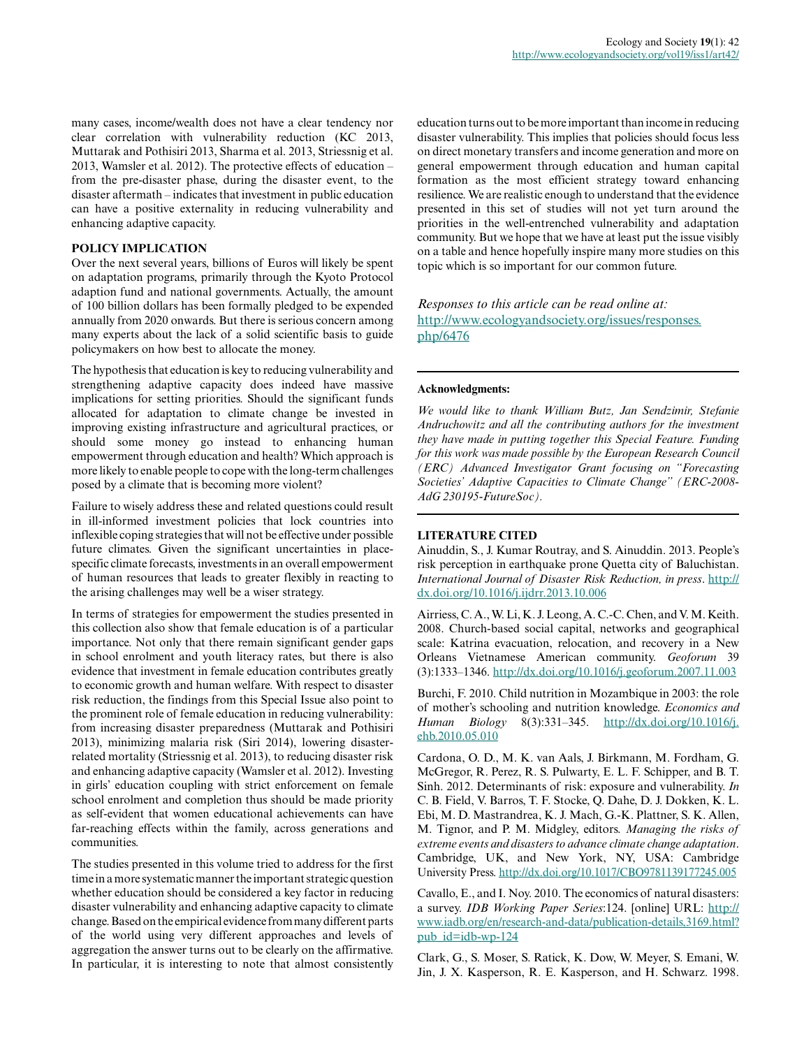many cases, income/wealth does not have a clear tendency nor clear correlation with vulnerability reduction (KC 2013, Muttarak and Pothisiri 2013, Sharma et al. 2013, Striessnig et al. 2013, Wamsler et al. 2012). The protective effects of education – from the pre-disaster phase, during the disaster event, to the disaster aftermath – indicates that investment in public education can have a positive externality in reducing vulnerability and enhancing adaptive capacity.

## POLICY IMPLICATION

Over the next several years, billions of Euros will likely be spent on adaptation programs, primarily through the Kyoto Protocol adaption fund and national governments. Actually, the amount of 100 billion dollars has been formally pledged to be expended annually from 2020 onwards. But there is serious concern among many experts about the lack of a solid scientific basis to guide policymakers on how best to allocate the money.

The hypothesis that education is key to reducing vulnerability and strengthening adaptive capacity does indeed have massive implications for setting priorities. Should the significant funds allocated for adaptation to climate change be invested in improving existing infrastructure and agricultural practices, or should some money go instead to enhancing human empowerment through education and health? Which approach is more likely to enable people to cope with the long-term challenges posed by a climate that is becoming more violent?

Failure to wisely address these and related questions could result in ill-informed investment policies that lock countries into inflexible coping strategies that will not be effective under possible future climates. Given the significant uncertainties in place-specific climate forecasts, investments in an overall empowerment of human resources that leads to greater flexibly in reacting to the arising challenges may well be a wiser strategy.

In terms of strategies for empowerment the studies presented in this collection also show that female education is of a particular importance. Not only that there remain significant gender gaps in school enrolment and youth literacy rates, but there is also evidence that investment in female education contributes greatly to economic growth and human welfare. With respect to disaster risk reduction, the findings from this Special Issue also point to the prominent role of female education in reducing vulnerability: from increasing disaster preparedness (Muttarak and Pothisiri 2013), minimizing malaria risk (Siri 2014), lowering disaster-related mortality (Striessnig et al. 2013), to reducing disaster risk and enhancing adaptive capacity (Wamsler et al. 2012). Investing in girls' education coupling with strict enforcement on female school enrolment and completion thus should be made priority as self-evident that women educational achievements can have far-reaching effects within the family, across generations and communities.

The studies presented in this volume tried to address for the first time in a more systematic manner the important strategic question whether education should be considered a key factor in reducing disaster vulnerability and enhancing adaptive capacity to climate change. Based on the empirical evidence from many different parts of the world using very different approaches and levels of aggregation the answer turns out to be clearly on the affirmative. In particular, it is interesting to note that almost consistently education turns out to be more important than income in reducing disaster vulnerability. This implies that policies should focus less on direct monetary transfers and income generation and more on general empowerment through education and human capital formation as the most efficient strategy toward enhancing resilience. We are realistic enough to understand that the evidence presented in this set of studies will not yet turn around the priorities in the well-entrenched vulnerability and adaptation community. But we hope that we have at least put the issue visibly on a table and hence hopefully inspire many more studies on this topic which is so important for our common future.

*Responses to this article can be read online at:* http://www.ecologyandsociety.org/issues/responses.php/6476

---

**Acknowledgments:**

*We would like to thank William Butz, Jan Sendzimir, Stefanie Andruchowitz and all the contributing authors for the investment they have made in putting together this Special Feature. Funding for this work was made possible by the European Research Council (ERC) Advanced Investigator Grant focusing on "Forecasting Societies' Adaptive Capacities to Climate Change" (ERC-2008-AdG 230195-FutureSoc).*

---

## LITERATURE CITED

Ainuddin, S., J. Kumar Routray, and S. Ainuddin. 2013. People's risk perception in earthquake prone Quetta city of Baluchistan. *International Journal of Disaster Risk Reduction, in press*. http://dx.doi.org/10.1016/j.ijdrr.2013.10.006

Airriess, C. A., W. Li, K. J. Leong, A. C.-C. Chen, and V. M. Keith. 2008. Church-based social capital, networks and geographical scale: Katrina evacuation, relocation, and recovery in a New Orleans Vietnamese American community. *Geoforum* 39 (3):1333–1346. http://dx.doi.org/10.1016/j.geoforum.2007.11.003

Burchi, F. 2010. Child nutrition in Mozambique in 2003: the role of mother's schooling and nutrition knowledge. *Economics and Human Biology* 8(3):331–345. http://dx.doi.org/10.1016/j.ehb.2010.05.010

Cardona, O. D., M. K. van Aals, J. Birkmann, M. Fordham, G. McGregor, R. Perez, R. S. Pulwarty, E. L. F. Schipper, and B. T. Sinh. 2012. Determinants of risk: exposure and vulnerability. *In* C. B. Field, V. Barros, T. F. Stocke, Q. Dahe, D. J. Dokken, K. L. Ebi, M. D. Mastrandrea, K. J. Mach, G.-K. Plattner, S. K. Allen, M. Tignor, and P. M. Midgley, editors. *Managing the risks of extreme events and disasters to advance climate change adaptation*. Cambridge, UK, and New York, NY, USA: Cambridge University Press. http://dx.doi.org/10.1017/CBO9781139177245.005

Cavallo, E., and I. Noy. 2010. The economics of natural disasters: a survey. *IDB Working Paper Series*:124. [online] URL: http://www.iadb.org/en/research-and-data/publication-details,3169.html?pub_id=idb-wp-124

Clark, G., S. Moser, S. Ratick, K. Dow, W. Meyer, S. Emani, W. Jin, J. X. Kasperson, R. E. Kasperson, and H. Schwarz. 1998.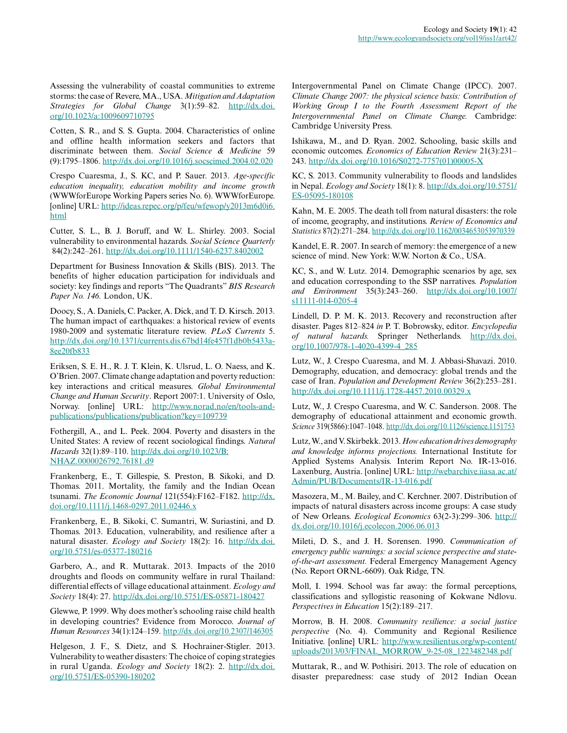Assessing the vulnerability of coastal communities to extreme storms: the case of Revere, MA., USA. *Mitigation and Adaptation Strategies for Global Change* 3(1):59–82. http://dx.doi.org/10.1023/a:1009609710795

Cotten, S. R., and S. S. Gupta. 2004. Characteristics of online and offline health information seekers and factors that discriminate between them. *Social Science & Medicine* 59 (9):1795–1806. http://dx.doi.org/10.1016/j.socscimed.2004.02.020

Crespo Cuaresma, J., S. KC, and P. Sauer. 2013. *Age-specific education inequality, education mobility and income growth* (WWWforEurope Working Papers series No. 6). WWWforEurope. [online] URL: http://ideas.repec.org/p/feu/wfewop/y2013m6d0i6.html

Cutter, S. L., B. J. Boruff, and W. L. Shirley. 2003. Social vulnerability to environmental hazards. *Social Science Quarterly* 84(2):242–261. http://dx.doi.org/10.1111/1540-6237.8402002

Department for Business Innovation & Skills (BIS). 2013. The benefits of higher education participation for individuals and society: key findings and reports "The Quadrants" *BIS Research Paper No. 146.* London, UK.

Doocy, S., A. Daniels, C. Packer, A. Dick, and T. D. Kirsch. 2013. The human impact of earthquakes: a historical review of events 1980-2009 and systematic literature review. *PLoS Currents* 5. http://dx.doi.org/10.1371/currents.dis.67bd14fe457f1db0b5433a8ee20fb833

Eriksen, S. E. H., R. J. T. Klein, K. Ulsrud, L. O. Naess, and K. O'Brien. 2007. Climate change adaptation and poverty reduction: key interactions and critical measures. *Global Environmental Change and Human Security*. Report 2007:1. University of Oslo, Norway. [online] URL: http://www.norad.no/en/tools-and-publications/publications/publication?key=109739

Fothergill, A., and L. Peek. 2004. Poverty and disasters in the United States: A review of recent sociological findings. *Natural Hazards* 32(1):89–110. http://dx.doi.org/10.1023/B:NHAZ.0000026792.76181.d9

Frankenberg, E., T. Gillespie, S. Preston, B. Sikoki, and D. Thomas. 2011. Mortality, the family and the Indian Ocean tsunami. *The Economic Journal* 121(554):F162–F182. http://dx.doi.org/10.1111/j.1468-0297.2011.02446.x

Frankenberg, E., B. Sikoki, C. Sumantri, W. Suriastini, and D. Thomas. 2013. Education, vulnerability, and resilience after a natural disaster. *Ecology and Society* 18(2): 16. http://dx.doi.org/10.5751/es-05377-180216

Garbero, A., and R. Muttarak. 2013. Impacts of the 2010 droughts and floods on community welfare in rural Thailand: differential effects of village educational attainment. *Ecology and Society* 18(4): 27. http://dx.doi.org/10.5751/ES-05871-180427

Glewwe, P. 1999. Why does mother's schooling raise child health in developing countries? Evidence from Morocco. *Journal of Human Resources* 34(1):124–159. http://dx.doi.org/10.2307/146305

Helgeson, J. F., S. Dietz, and S. Hochrainer-Stigler. 2013. Vulnerability to weather disasters: The choice of coping strategies in rural Uganda. *Ecology and Society* 18(2): 2. http://dx.doi.org/10.5751/ES-05390-180202

Intergovernmental Panel on Climate Change (IPCC). 2007. *Climate Change 2007: the physical science basis: Contribution of Working Group I to the Fourth Assessment Report of the Intergovernmental Panel on Climate Change.* Cambridge: Cambridge University Press.

Ishikawa, M., and D. Ryan. 2002. Schooling, basic skills and economic outcomes. *Economics of Education Review* 21(3):231–243. http://dx.doi.org/10.1016/S0272-7757(01)00005-X

KC, S. 2013. Community vulnerability to floods and landslides in Nepal. *Ecology and Society* 18(1): 8. http://dx.doi.org/10.5751/ES-05095-180108

Kahn, M. E. 2005. The death toll from natural disasters: the role of income, geography, and institutions. *Review of Economics and Statistics* 87(2):271–284. http://dx.doi.org/10.1162/0034653053970339

Kandel, E. R. 2007. In search of memory: the emergence of a new science of mind. New York: W.W. Norton & Co., USA.

KC, S., and W. Lutz. 2014. Demographic scenarios by age, sex and education corresponding to the SSP narratives. *Population and Environment* 35(3):243–260. http://dx.doi.org/10.1007/s11111-014-0205-4

Lindell, D. P. M. K. 2013. Recovery and reconstruction after disaster. Pages 812–824 *in* P. T. Bobrowsky, editor. *Encyclopedia of natural hazards.* Springer Netherlands. http://dx.doi.org/10.1007/978-1-4020-4399-4_285

Lutz, W., J. Crespo Cuaresma, and M. J. Abbasi-Shavazi. 2010. Demography, education, and democracy: global trends and the case of Iran. *Population and Development Review* 36(2):253–281. http://dx.doi.org/10.1111/j.1728-4457.2010.00329.x

Lutz, W., J. Crespo Cuaresma, and W. C. Sanderson. 2008. The demography of educational attainment and economic growth. *Science* 319(5866):1047–1048. http://dx.doi.org/10.1126/science.1151753

Lutz, W., and V. Skirbekk. 2013. *How education drives demography and knowledge informs projections.* International Institute for Applied Systems Analysis. Interim Report No. IR-13-016. Laxenburg, Austria. [online] URL: http://webarchive.iiasa.ac.at/Admin/PUB/Documents/IR-13-016.pdf

Masozera, M., M. Bailey, and C. Kerchner. 2007. Distribution of impacts of natural disasters across income groups: A case study of New Orleans. *Ecological Economics* 63(2-3):299–306. http://dx.doi.org/10.1016/j.ecolecon.2006.06.013

Mileti, D. S., and J. H. Sorensen. 1990. *Communication of emergency public warnings: a social science perspective and state-of-the-art assessment.* Federal Emergency Management Agency (No. Report ORNL-6609). Oak Ridge, TN.

Moll, I. 1994. School was far away: the formal perceptions, classifications and syllogistic reasoning of Kokwane Ndlovu. *Perspectives in Education* 15(2):189–217.

Morrow, B. H. 2008. *Community resilience: a social justice perspective* (No. 4). Community and Regional Resilience Initiative. [online] URL: http://www.resilientus.org/wp-content/uploads/2013/03/FINAL_MORROW_9-25-08_1223482348.pdf

Muttarak, R., and W. Pothisiri. 2013. The role of education on disaster preparedness: case study of 2012 Indian Ocean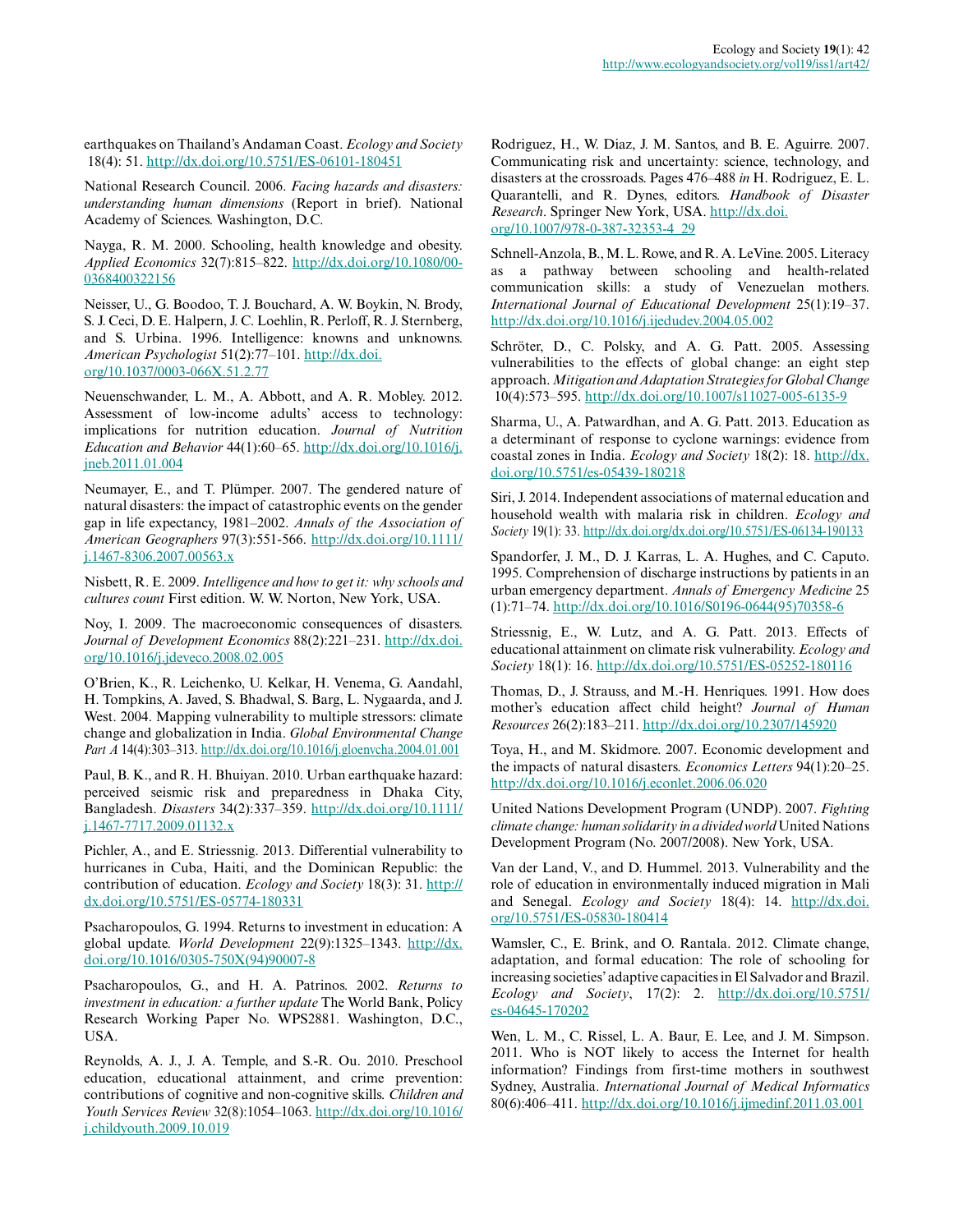earthquakes on Thailand's Andaman Coast. *Ecology and Society* 18(4): 51. http://dx.doi.org/10.5751/ES-06101-180451

National Research Council. 2006. *Facing hazards and disasters: understanding human dimensions* (Report in brief). National Academy of Sciences. Washington, D.C.

Nayga, R. M. 2000. Schooling, health knowledge and obesity. *Applied Economics* 32(7):815–822. http://dx.doi.org/10.1080/000368400322156

Neisser, U., G. Boodoo, T. J. Bouchard, A. W. Boykin, N. Brody, S. J. Ceci, D. E. Halpern, J. C. Loehlin, R. Perloff, R. J. Sternberg, and S. Urbina. 1996. Intelligence: knowns and unknowns. *American Psychologist* 51(2):77–101. http://dx.doi.org/10.1037/0003-066X.51.2.77

Neuenschwander, L. M., A. Abbott, and A. R. Mobley. 2012. Assessment of low-income adults' access to technology: implications for nutrition education. *Journal of Nutrition Education and Behavior* 44(1):60–65. http://dx.doi.org/10.1016/j.jneb.2011.01.004

Neumayer, E., and T. Plümper. 2007. The gendered nature of natural disasters: the impact of catastrophic events on the gender gap in life expectancy, 1981–2002. *Annals of the Association of American Geographers* 97(3):551-566. http://dx.doi.org/10.1111/j.1467-8306.2007.00563.x

Nisbett, R. E. 2009. *Intelligence and how to get it: why schools and cultures count* First edition. W. W. Norton, New York, USA.

Noy, I. 2009. The macroeconomic consequences of disasters. *Journal of Development Economics* 88(2):221–231. http://dx.doi.org/10.1016/j.jdeveco.2008.02.005

O'Brien, K., R. Leichenko, U. Kelkar, H. Venema, G. Aandahl, H. Tompkins, A. Javed, S. Bhadwal, S. Barg, L. Nygaarda, and J. West. 2004. Mapping vulnerability to multiple stressors: climate change and globalization in India. *Global Environmental Change Part A* 14(4):303–313. http://dx.doi.org/10.1016/j.gloenvcha.2004.01.001

Paul, B. K., and R. H. Bhuiyan. 2010. Urban earthquake hazard: perceived seismic risk and preparedness in Dhaka City, Bangladesh. *Disasters* 34(2):337–359. http://dx.doi.org/10.1111/j.1467-7717.2009.01132.x

Pichler, A., and E. Striessnig. 2013. Differential vulnerability to hurricanes in Cuba, Haiti, and the Dominican Republic: the contribution of education. *Ecology and Society* 18(3): 31. http://dx.doi.org/10.5751/ES-05774-180331

Psacharopoulos, G. 1994. Returns to investment in education: A global update. *World Development* 22(9):1325–1343. http://dx.doi.org/10.1016/0305-750X(94)90007-8

Psacharopoulos, G., and H. A. Patrinos. 2002. *Returns to investment in education: a further update* The World Bank, Policy Research Working Paper No. WPS2881. Washington, D.C., USA.

Reynolds, A. J., J. A. Temple, and S.-R. Ou. 2010. Preschool education, educational attainment, and crime prevention: contributions of cognitive and non-cognitive skills. *Children and Youth Services Review* 32(8):1054–1063. http://dx.doi.org/10.1016/j.childyouth.2009.10.019

Rodriguez, H., W. Diaz, J. M. Santos, and B. E. Aguirre. 2007. Communicating risk and uncertainty: science, technology, and disasters at the crossroads. Pages 476–488 *in* H. Rodriguez, E. L. Quarantelli, and R. Dynes, editors. *Handbook of Disaster Research*. Springer New York, USA. http://dx.doi.org/10.1007/978-0-387-32353-4_29

Schnell-Anzola, B., M. L. Rowe, and R. A. LeVine. 2005. Literacy as a pathway between schooling and health-related communication skills: a study of Venezuelan mothers. *International Journal of Educational Development* 25(1):19–37. http://dx.doi.org/10.1016/j.ijedudev.2004.05.002

Schröter, D., C. Polsky, and A. G. Patt. 2005. Assessing vulnerabilities to the effects of global change: an eight step approach. *Mitigation and Adaptation Strategies for Global Change* 10(4):573–595. http://dx.doi.org/10.1007/s11027-005-6135-9

Sharma, U., A. Patwardhan, and A. G. Patt. 2013. Education as a determinant of response to cyclone warnings: evidence from coastal zones in India. *Ecology and Society* 18(2): 18. http://dx.doi.org/10.5751/es-05439-180218

Siri, J. 2014. Independent associations of maternal education and household wealth with malaria risk in children. *Ecology and Society* 19(1): 33. http://dx.doi.org/dx.doi.org/10.5751/ES-06134-190133

Spandorfer, J. M., D. J. Karras, L. A. Hughes, and C. Caputo. 1995. Comprehension of discharge instructions by patients in an urban emergency department. *Annals of Emergency Medicine* 25 (1):71–74. http://dx.doi.org/10.1016/S0196-0644(95)70358-6

Striessnig, E., W. Lutz, and A. G. Patt. 2013. Effects of educational attainment on climate risk vulnerability. *Ecology and Society* 18(1): 16. http://dx.doi.org/10.5751/ES-05252-180116

Thomas, D., J. Strauss, and M.-H. Henriques. 1991. How does mother's education affect child height? *Journal of Human Resources* 26(2):183–211. http://dx.doi.org/10.2307/145920

Toya, H., and M. Skidmore. 2007. Economic development and the impacts of natural disasters. *Economics Letters* 94(1):20–25. http://dx.doi.org/10.1016/j.econlet.2006.06.020

United Nations Development Program (UNDP). 2007. *Fighting climate change: human solidarity in a divided world* United Nations Development Program (No. 2007/2008). New York, USA.

Van der Land, V., and D. Hummel. 2013. Vulnerability and the role of education in environmentally induced migration in Mali and Senegal. *Ecology and Society* 18(4): 14. http://dx.doi.org/10.5751/ES-05830-180414

Wamsler, C., E. Brink, and O. Rantala. 2012. Climate change, adaptation, and formal education: The role of schooling for increasing societies' adaptive capacities in El Salvador and Brazil. *Ecology and Society*, 17(2): 2. http://dx.doi.org/10.5751/es-04645-170202

Wen, L. M., C. Rissel, L. A. Baur, E. Lee, and J. M. Simpson. 2011. Who is NOT likely to access the Internet for health information? Findings from first-time mothers in southwest Sydney, Australia. *International Journal of Medical Informatics* 80(6):406–411. http://dx.doi.org/10.1016/j.ijmedinf.2011.03.001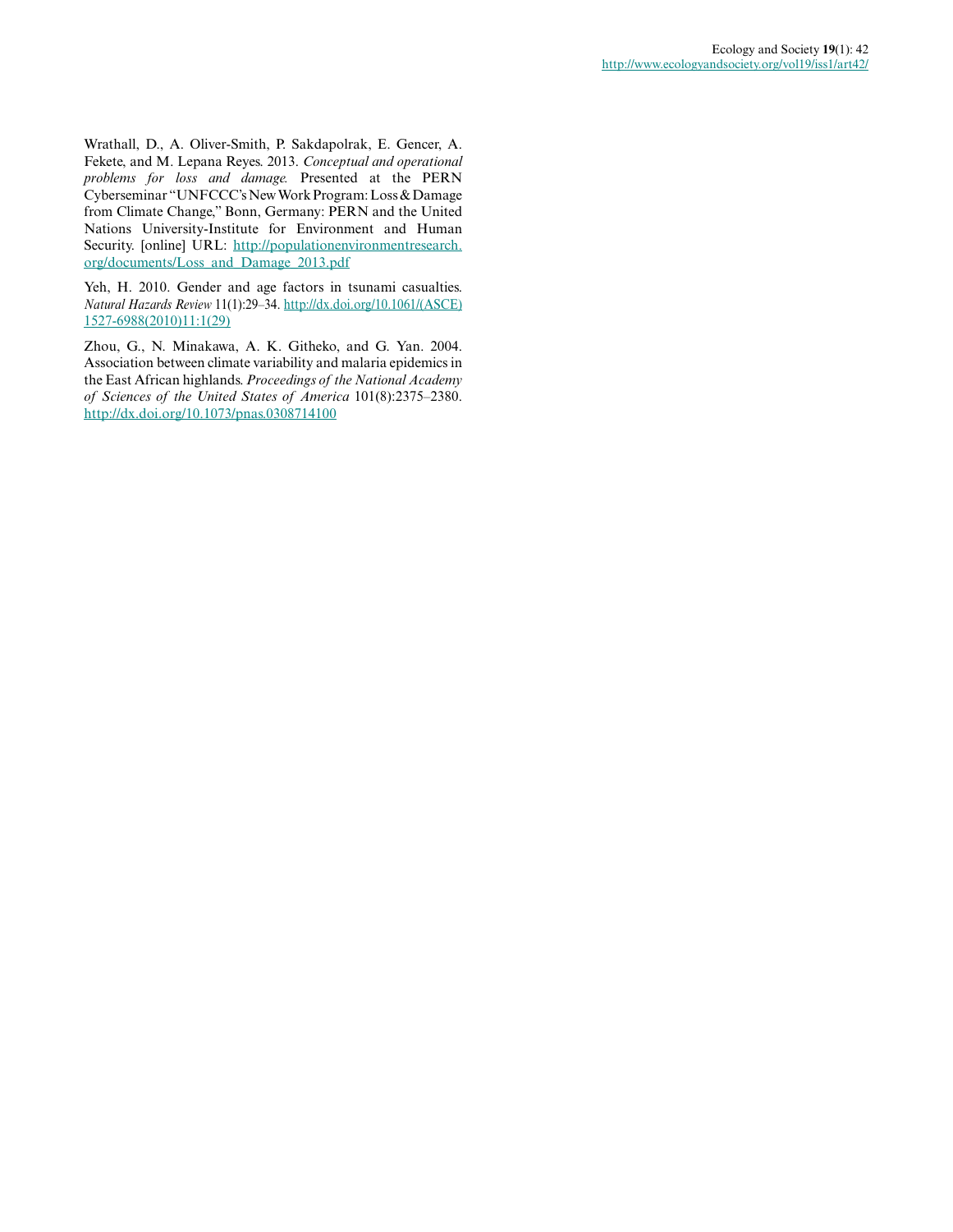Wrathall, D., A. Oliver-Smith, P. Sakdapolrak, E. Gencer, A. Fekete, and M. Lepana Reyes. 2013. *Conceptual and operational problems for loss and damage.* Presented at the PERN Cyberseminar "UNFCCC's New Work Program: Loss & Damage from Climate Change," Bonn, Germany: PERN and the United Nations University-Institute for Environment and Human Security. [online] URL: http://populationenvironmentresearch.org/documents/Loss_and_Damage_2013.pdf

Yeh, H. 2010. Gender and age factors in tsunami casualties. *Natural Hazards Review* 11(1):29–34. http://dx.doi.org/10.1061/(ASCE)1527-6988(2010)11:1(29)

Zhou, G., N. Minakawa, A. K. Githeko, and G. Yan. 2004. Association between climate variability and malaria epidemics in the East African highlands. *Proceedings of the National Academy of Sciences of the United States of America* 101(8):2375–2380. http://dx.doi.org/10.1073/pnas.0308714100